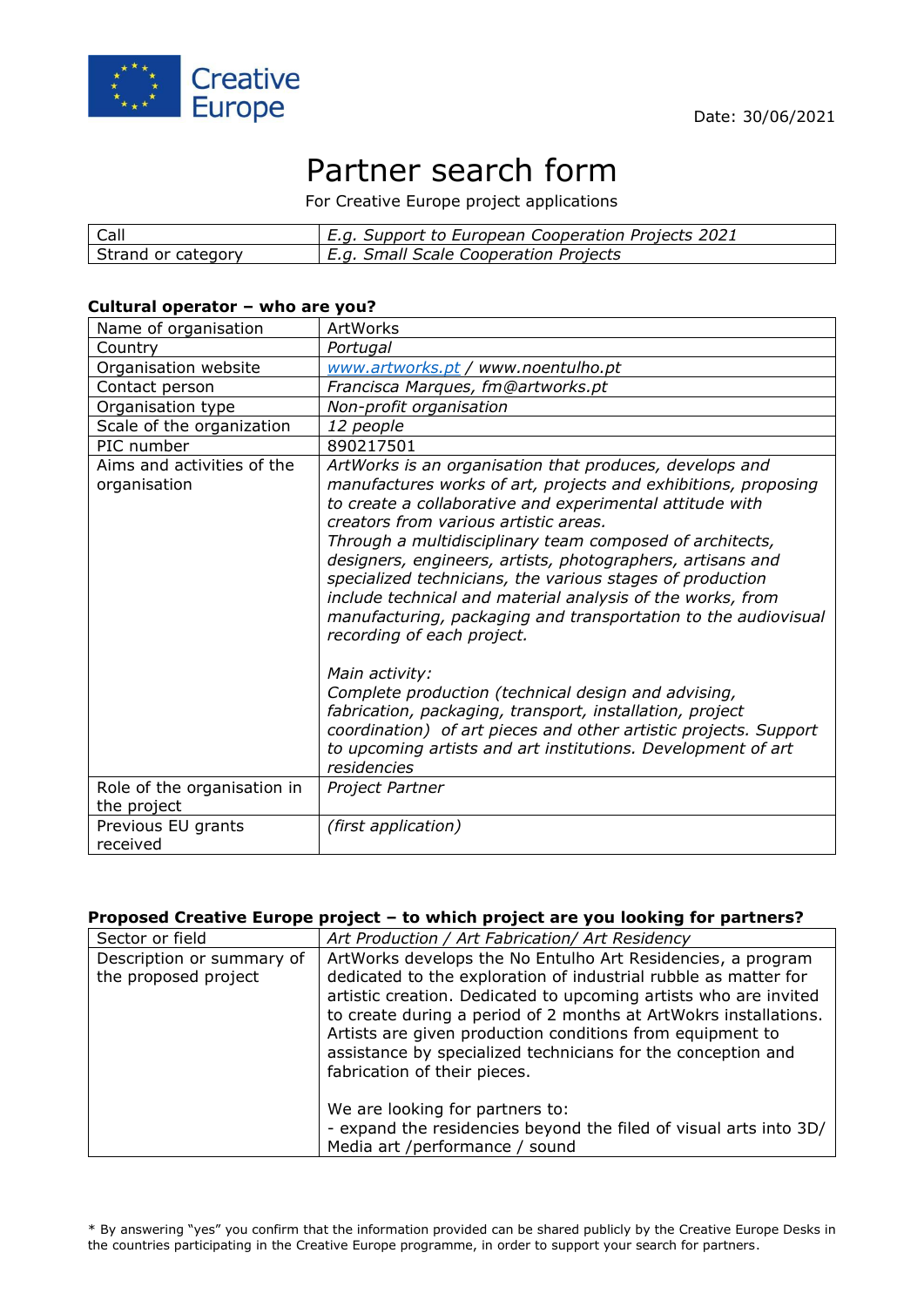Creative Europe

Date: 30/06/2021

# Partner search form

For Creative Europe project applications

| Call | *E.g. Support to European Cooperation Projects 2021* |
|---|---|
| Strand or category | *E.g. Small Scale Cooperation Projects* |

**Cultural operator – who are you?**

| Name of organisation | ArtWorks |
|---|---|
| Country | *Portugal* |
| Organisation website | *www.artworks.pt / www.noentulho.pt* |
| Contact person | *Francisca Marques, fm@artworks.pt* |
| Organisation type | *Non-profit organisation* |
| Scale of the organization | *12 people* |
| PIC number | 890217501 |
| Aims and activities of the organisation | *ArtWorks is an organisation that produces, develops and manufactures works of art, projects and exhibitions, proposing to create a collaborative and experimental attitude with creators from various artistic areas.* *Through a multidisciplinary team composed of architects, designers, engineers, artists, photographers, artisans and specialized technicians, the various stages of production include technical and material analysis of the works, from manufacturing, packaging and transportation to the audiovisual recording of each project.* <br><br> *Main activity:* *Complete production (technical design and advising, fabrication, packaging, transport, installation, project coordination) of art pieces and other artistic projects. Support to upcoming artists and art institutions. Development of art residencies* |
| Role of the organisation in the project | *Project Partner* |
| Previous EU grants received | *(first application)* |

**Proposed Creative Europe project – to which project are you looking for partners?**

| Sector or field | *Art Production / Art Fabrication/ Art Residency* |
|---|---|
| Description or summary of the proposed project | ArtWorks develops the No Entulho Art Residencies, a program dedicated to the exploration of industrial rubble as matter for artistic creation. Dedicated to upcoming artists who are invited to create during a period of 2 months at ArtWokrs installations. Artists are given production conditions from equipment to assistance by specialized technicians for the conception and fabrication of their pieces. <br><br> We are looking for partners to: <br> - expand the residencies beyond the filed of visual arts into 3D/ Media art /performance / sound |

* By answering "yes" you confirm that the information provided can be shared publicly by the Creative Europe Desks in the countries participating in the Creative Europe programme, in order to support your search for partners.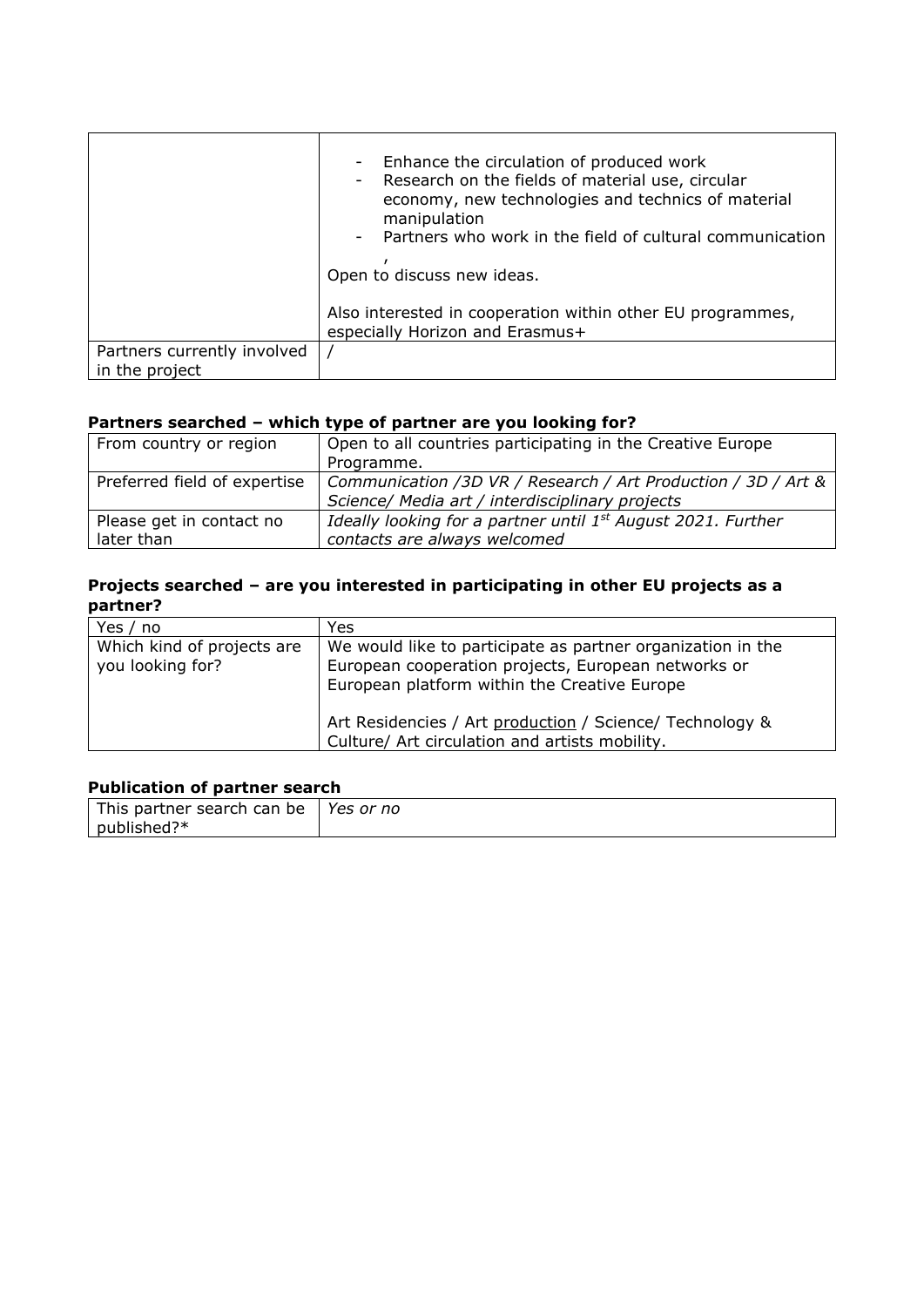| | |
|---|---|
| | - Enhance the circulation of produced work<br>- Research on the fields of material use, circular economy, new technologies and technics of material manipulation<br>- Partners who work in the field of cultural communication ,<br><br>Open to discuss new ideas.<br><br>Also interested in cooperation within other EU programmes, especially Horizon and Erasmus+ |
| Partners currently involved in the project | / |

### Partners searched – which type of partner are you looking for?

| | |
|---|---|
| From country or region | Open to all countries participating in the Creative Europe Programme. |
| Preferred field of expertise | *Communication /3D VR / Research / Art Production / 3D / Art & Science/ Media art / interdisciplinary projects* |
| Please get in contact no later than | *Ideally looking for a partner until 1st August 2021. Further contacts are always welcomed* |

### Projects searched – are you interested in participating in other EU projects as a partner?

| | |
|---|---|
| Yes / no | Yes |
| Which kind of projects are you looking for? | We would like to participate as partner organization in the European cooperation projects, European networks or European platform within the Creative Europe<br><br>Art Residencies / Art production / Science/ Technology & Culture/ Art circulation and artists mobility. |

### Publication of partner search

| | |
|---|---|
| This partner search can be published?* | *Yes or no* |